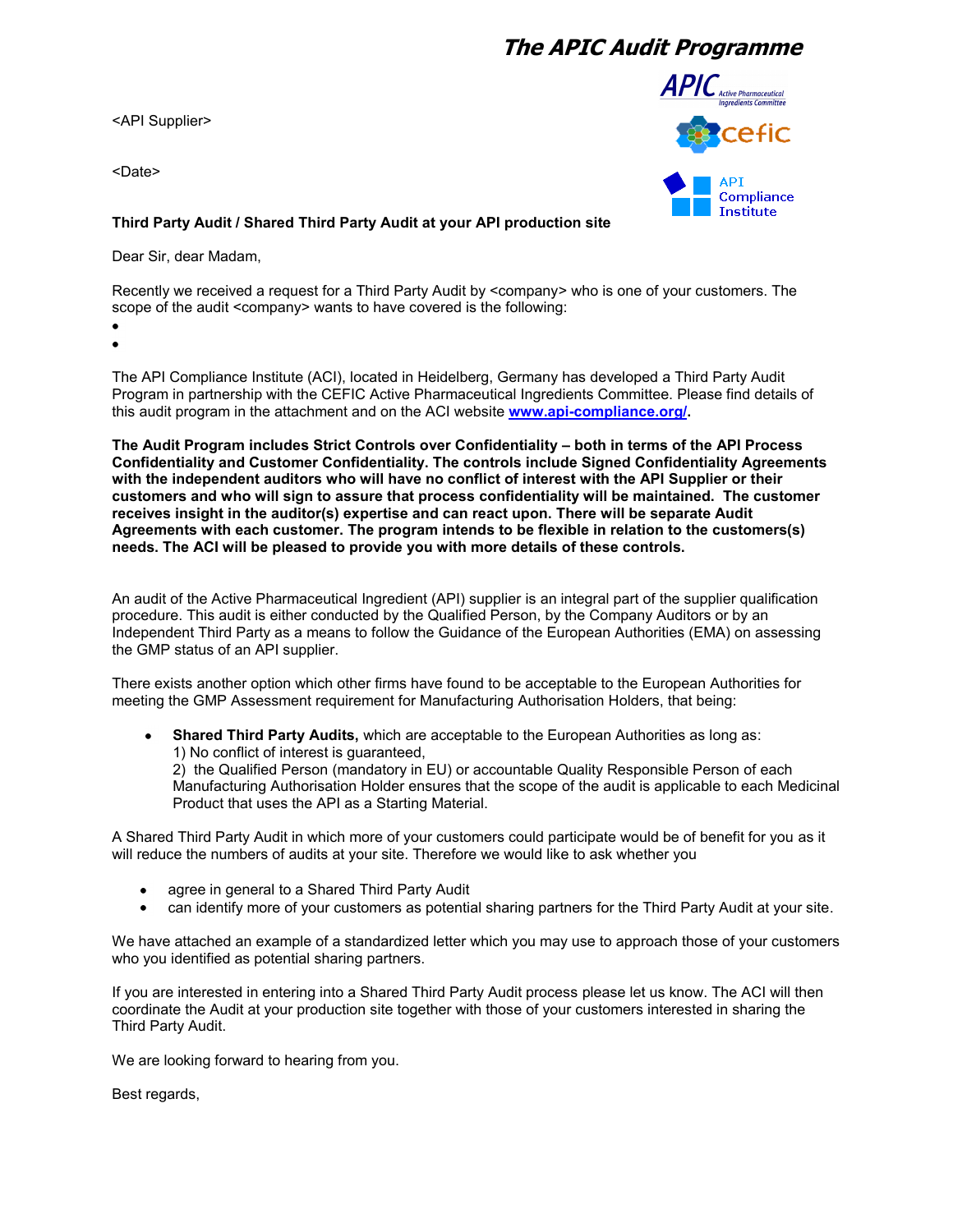# The APIC Audit Programme

APIC Active Pharmaceutical Ingredients Committee

cefic

API Compliance Institute

<API Supplier>

<Date>

**Third Party Audit / Shared Third Party Audit at your API production site**

Dear Sir, dear Madam,

Recently we received a request for a Third Party Audit by <company> who is one of your customers. The scope of the audit <company> wants to have covered is the following:

- 
- 

The API Compliance Institute (ACI), located in Heidelberg, Germany has developed a Third Party Audit Program in partnership with the CEFIC Active Pharmaceutical Ingredients Committee. Please find details of this audit program in the attachment and on the ACI website **www.api-compliance.org/**.

**The Audit Program includes Strict Controls over Confidentiality – both in terms of the API Process Confidentiality and Customer Confidentiality. The controls include Signed Confidentiality Agreements with the independent auditors who will have no conflict of interest with the API Supplier or their customers and who will sign to assure that process confidentiality will be maintained. The customer receives insight in the auditor(s) expertise and can react upon. There will be separate Audit Agreements with each customer. The program intends to be flexible in relation to the customers(s) needs. The ACI will be pleased to provide you with more details of these controls.**

An audit of the Active Pharmaceutical Ingredient (API) supplier is an integral part of the supplier qualification procedure. This audit is either conducted by the Qualified Person, by the Company Auditors or by an Independent Third Party as a means to follow the Guidance of the European Authorities (EMA) on assessing the GMP status of an API supplier.

There exists another option which other firms have found to be acceptable to the European Authorities for meeting the GMP Assessment requirement for Manufacturing Authorisation Holders, that being:

- **Shared Third Party Audits,** which are acceptable to the European Authorities as long as:
  1) No conflict of interest is guaranteed,
  2) the Qualified Person (mandatory in EU) or accountable Quality Responsible Person of each Manufacturing Authorisation Holder ensures that the scope of the audit is applicable to each Medicinal Product that uses the API as a Starting Material.

A Shared Third Party Audit in which more of your customers could participate would be of benefit for you as it will reduce the numbers of audits at your site. Therefore we would like to ask whether you

- agree in general to a Shared Third Party Audit
- can identify more of your customers as potential sharing partners for the Third Party Audit at your site.

We have attached an example of a standardized letter which you may use to approach those of your customers who you identified as potential sharing partners.

If you are interested in entering into a Shared Third Party Audit process please let us know. The ACI will then coordinate the Audit at your production site together with those of your customers interested in sharing the Third Party Audit.

We are looking forward to hearing from you.

Best regards,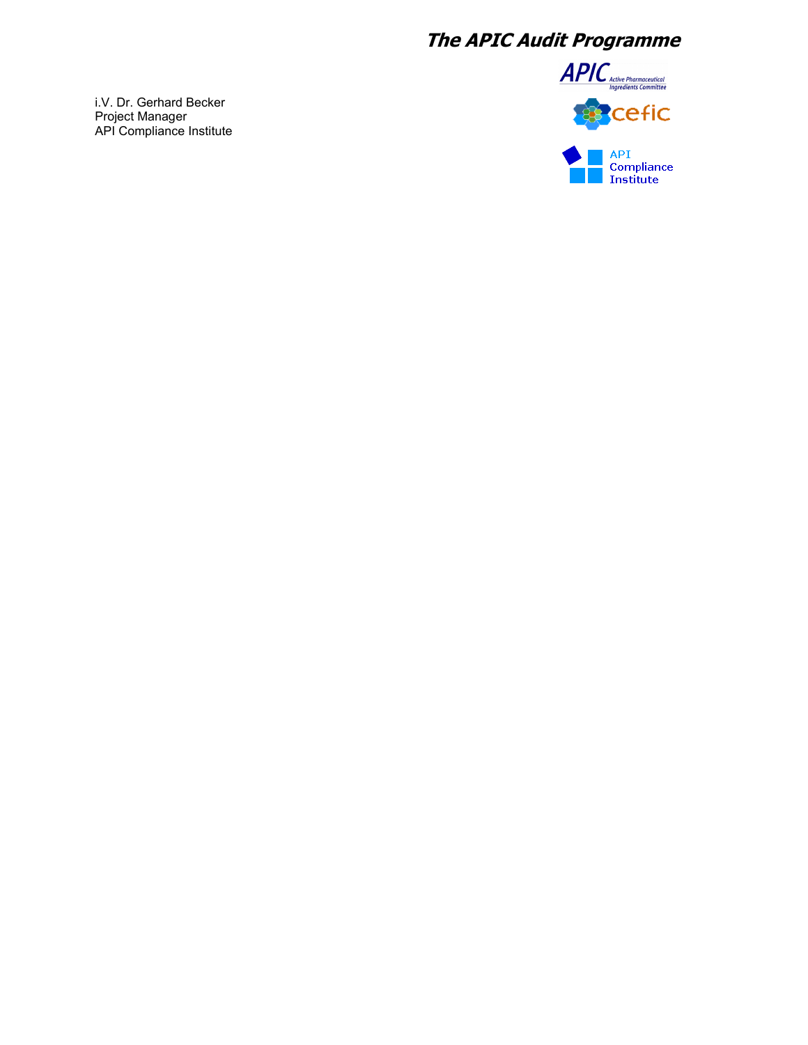i.V. Dr. Gerhard Becker
Project Manager
API Compliance Institute